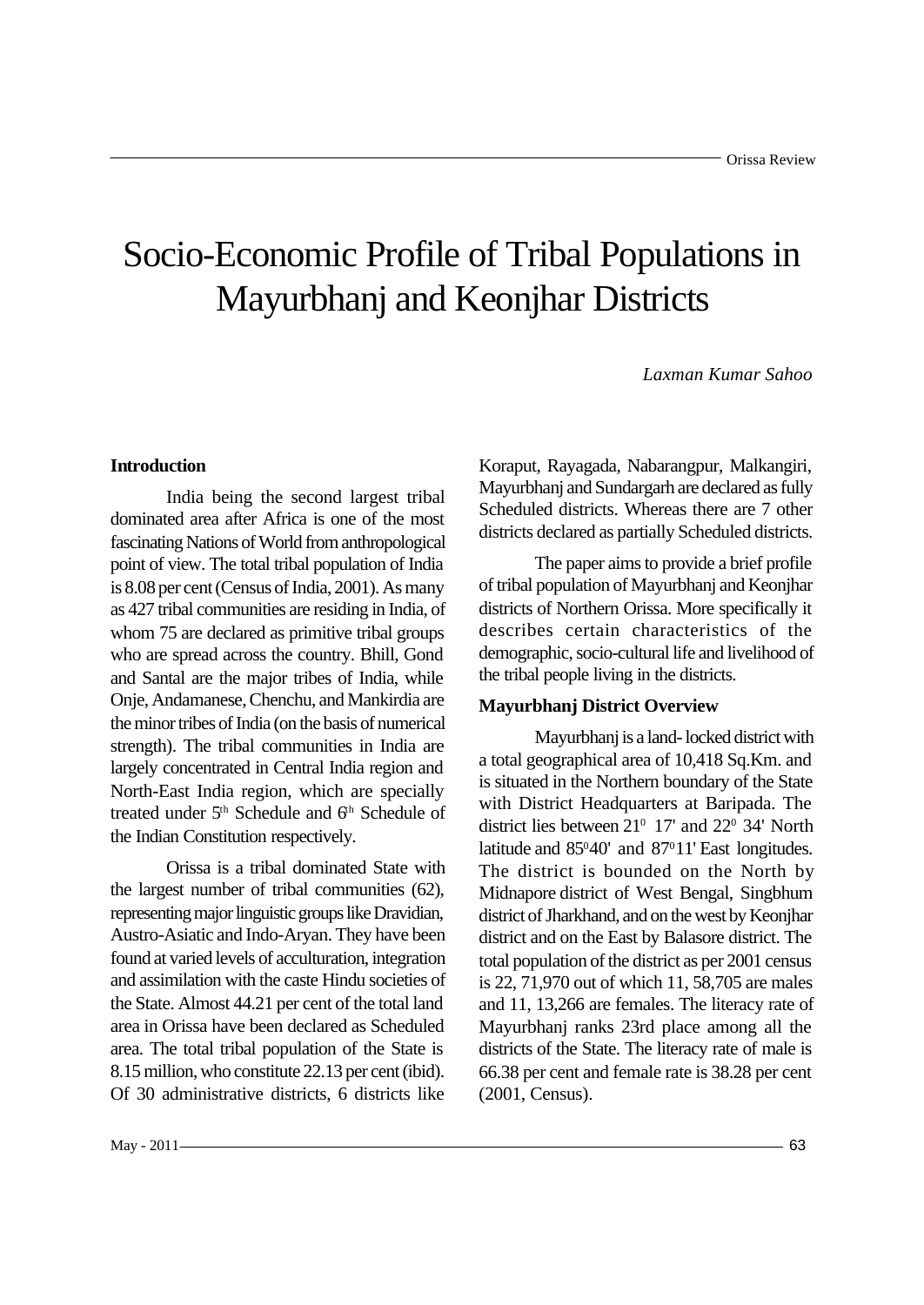// Some care on coordinate notation: degree signs rendered as $^0$.
# Socio-Economic Profile of Tribal Populations in Mayurbhanj and Keonjhar Districts

*Laxman Kumar Sahoo*

**Introduction**

India being the second largest tribal dominated area after Africa is one of the most fascinating Nations of World from anthropological point of view. The total tribal population of India is 8.08 per cent (Census of India, 2001). As many as 427 tribal communities are residing in India, of whom 75 are declared as primitive tribal groups who are spread across the country. Bhill, Gond and Santal are the major tribes of India, while Onje, Andamanese, Chenchu, and Mankirdia are the minor tribes of India (on the basis of numerical strength). The tribal communities in India are largely concentrated in Central India region and North-East India region, which are specially treated under 5th Schedule and 6th Schedule of the Indian Constitution respectively.

Orissa is a tribal dominated State with the largest number of tribal communities (62), representing major linguistic groups like Dravidian, Austro-Asiatic and Indo-Aryan. They have been found at varied levels of acculturation, integration and assimilation with the caste Hindu societies of the State. Almost 44.21 per cent of the total land area in Orissa have been declared as Scheduled area. The total tribal population of the State is 8.15 million, who constitute 22.13 per cent (ibid). Of 30 administrative districts, 6 districts like Koraput, Rayagada, Nabarangpur, Malkangiri, Mayurbhanj and Sundargarh are declared as fully Scheduled districts. Whereas there are 7 other districts declared as partially Scheduled districts.

The paper aims to provide a brief profile of tribal population of Mayurbhanj and Keonjhar districts of Northern Orissa. More specifically it describes certain characteristics of the demographic, socio-cultural life and livelihood of the tribal people living in the districts.

**Mayurbhanj District Overview**

Mayurbhanj is a land- locked district with a total geographical area of 10,418 Sq.Km. and is situated in the Northern boundary of the State with District Headquarters at Baripada. The district lies between $21^0$ 17' and $22^0$ 34' North latitude and $85^0$40' and $87^0$11' East longitudes. The district is bounded on the North by Midnapore district of West Bengal, Singbhum district of Jharkhand, and on the west by Keonjhar district and on the East by Balasore district. The total population of the district as per 2001 census is 22, 71,970 out of which 11, 58,705 are males and 11, 13,266 are females. The literacy rate of Mayurbhanj ranks 23rd place among all the districts of the State. The literacy rate of male is 66.38 per cent and female rate is 38.28 per cent (2001, Census).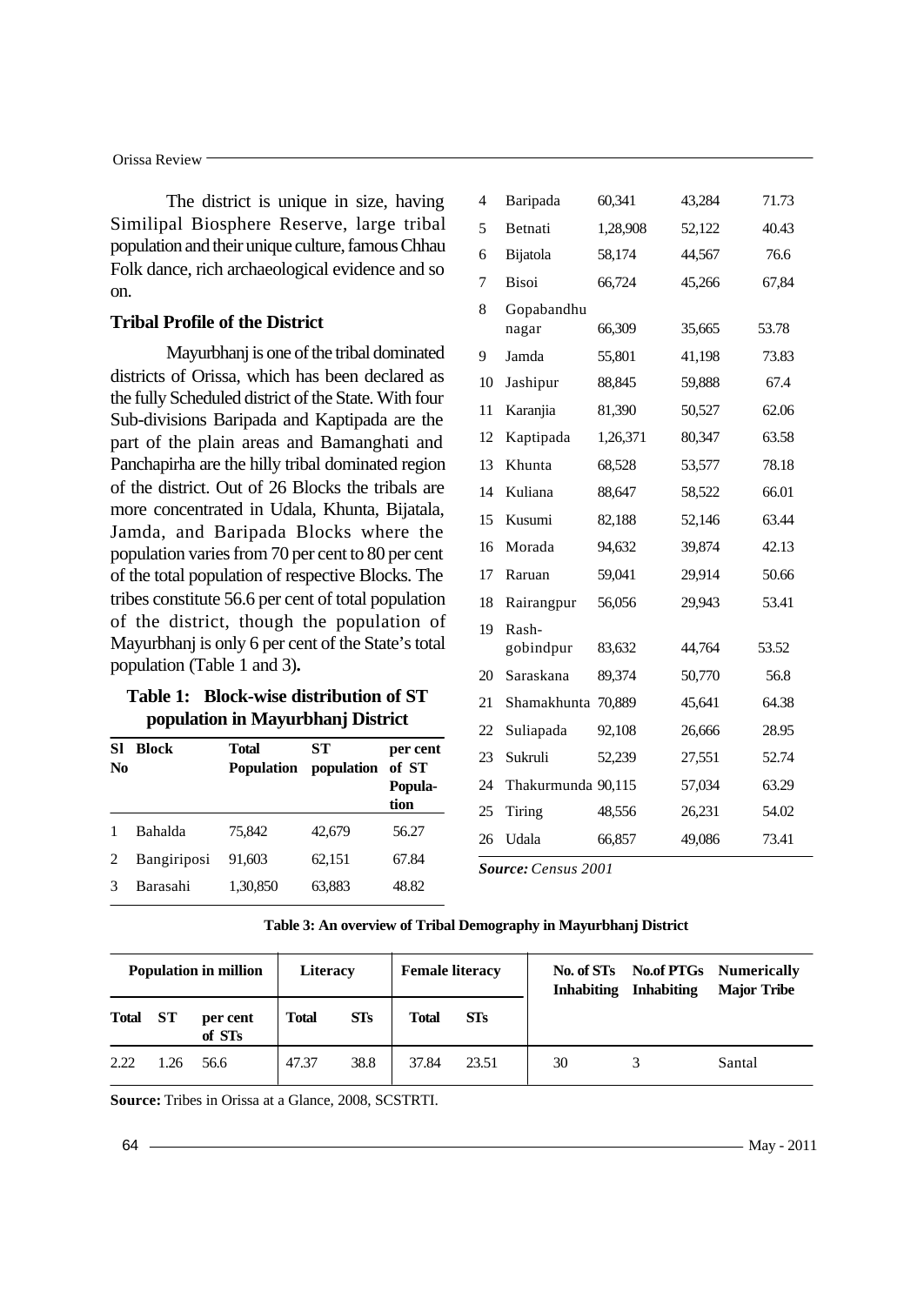The district is unique in size, having Similipal Biosphere Reserve, large tribal population and their unique culture, famous Chhau Folk dance, rich archaeological evidence and so on.

### Tribal Profile of the District

Mayurbhanj is one of the tribal dominated districts of Orissa, which has been declared as the fully Scheduled district of the State. With four Sub-divisions Baripada and Kaptipada are the part of the plain areas and Bamanghati and Panchapirha are the hilly tribal dominated region of the district. Out of 26 Blocks the tribals are more concentrated in Udala, Khunta, Bijatala, Jamda, and Baripada Blocks where the population varies from 70 per cent to 80 per cent of the total population of respective Blocks. The tribes constitute 56.6 per cent of total population of the district, though the population of Mayurbhanj is only 6 per cent of the State's total population (Table 1 and 3).

**Table 1: Block-wise distribution of ST population in Mayurbhanj District**

| Sl No | Block | Total Population | ST population | per cent of ST Population |
|---|---|---|---|---|
| 1 | Bahalda | 75,842 | 42,679 | 56.27 |
| 2 | Bangiriposi | 91,603 | 62,151 | 67.84 |
| 3 | Barasahi | 1,30,850 | 63,883 | 48.82 |
| 4 | Baripada | 60,341 | 43,284 | 71.73 |
| 5 | Betnati | 1,28,908 | 52,122 | 40.43 |
| 6 | Bijatola | 58,174 | 44,567 | 76.6 |
| 7 | Bisoi | 66,724 | 45,266 | 67,84 |
| 8 | Gopabandhu nagar | 66,309 | 35,665 | 53.78 |
| 9 | Jamda | 55,801 | 41,198 | 73.83 |
| 10 | Jashipur | 88,845 | 59,888 | 67.4 |
| 11 | Karanjia | 81,390 | 50,527 | 62.06 |
| 12 | Kaptipada | 1,26,371 | 80,347 | 63.58 |
| 13 | Khunta | 68,528 | 53,577 | 78.18 |
| 14 | Kuliana | 88,647 | 58,522 | 66.01 |
| 15 | Kusumi | 82,188 | 52,146 | 63.44 |
| 16 | Morada | 94,632 | 39,874 | 42.13 |
| 17 | Raruan | 59,041 | 29,914 | 50.66 |
| 18 | Rairangpur | 56,056 | 29,943 | 53.41 |
| 19 | Rash-gobindpur | 83,632 | 44,764 | 53.52 |
| 20 | Saraskana | 89,374 | 50,770 | 56.8 |
| 21 | Shamakhunta | 70,889 | 45,641 | 64.38 |
| 22 | Suliapada | 92,108 | 26,666 | 28.95 |
| 23 | Sukruli | 52,239 | 27,551 | 52.74 |
| 24 | Thakurmunda | 90,115 | 57,034 | 63.29 |
| 25 | Tiring | 48,556 | 26,231 | 54.02 |
| 26 | Udala | 66,857 | 49,086 | 73.41 |

***Source:*** *Census 2001*

**Table 3: An overview of Tribal Demography in Mayurbhanj District**

| Population in million | | | Literacy | | Female literacy | | No. of STs Inhabiting | No.of PTGs Inhabiting | Numerically Major Tribe |
|---|---|---|---|---|---|---|---|---|---|
| Total | ST | per cent of STs | Total | STs | Total | STs | | | |
| 2.22 | 1.26 | 56.6 | 47.37 | 38.8 | 37.84 | 23.51 | 30 | 3 | Santal |

**Source:** Tribes in Orissa at a Glance, 2008, SCSTRTI.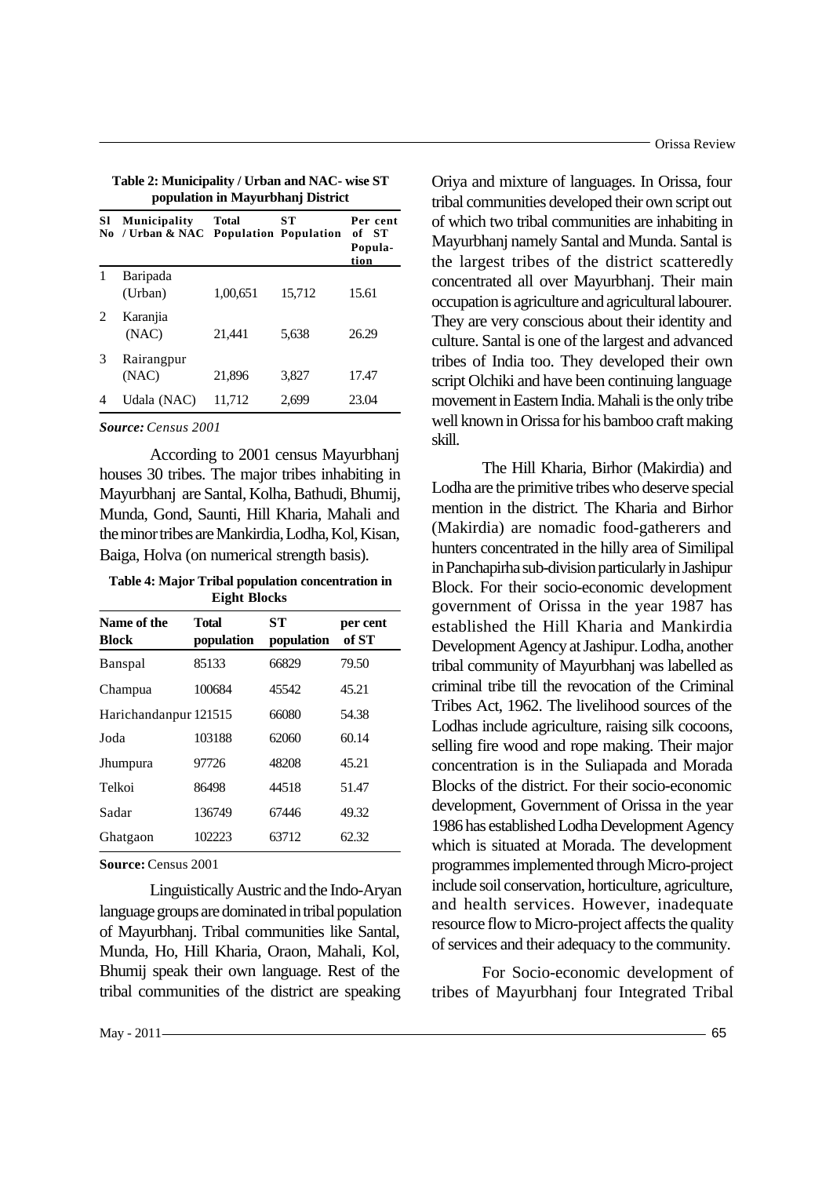**Table 2: Municipality / Urban and NAC- wise ST population in Mayurbhanj District**

| Sl No | Municipality / Urban & NAC | Total Population | ST Population | Per cent of ST Population |
|---|---|---|---|---|
| 1 | Baripada (Urban) | 1,00,651 | 15,712 | 15.61 |
| 2 | Karanjia (NAC) | 21,441 | 5,638 | 26.29 |
| 3 | Rairangpur (NAC) | 21,896 | 3,827 | 17.47 |
| 4 | Udala (NAC) | 11,712 | 2,699 | 23.04 |

***Source:*** *Census 2001*

According to 2001 census Mayurbhanj houses 30 tribes. The major tribes inhabiting in Mayurbhanj are Santal, Kolha, Bathudi, Bhumij, Munda, Gond, Saunti, Hill Kharia, Mahali and the minor tribes are Mankirdia, Lodha, Kol, Kisan, Baiga, Holva (on numerical strength basis).

**Table 4: Major Tribal population concentration in Eight Blocks**

| Name of the Block | Total population | ST population | per cent of ST |
|---|---|---|---|
| Banspal | 85133 | 66829 | 79.50 |
| Champua | 100684 | 45542 | 45.21 |
| Harichandanpur | 121515 | 66080 | 54.38 |
| Joda | 103188 | 62060 | 60.14 |
| Jhumpura | 97726 | 48208 | 45.21 |
| Telkoi | 86498 | 44518 | 51.47 |
| Sadar | 136749 | 67446 | 49.32 |
| Ghatgaon | 102223 | 63712 | 62.32 |

**Source:** Census 2001

Linguistically Austric and the Indo-Aryan language groups are dominated in tribal population of Mayurbhanj. Tribal communities like Santal, Munda, Ho, Hill Kharia, Oraon, Mahali, Kol, Bhumij speak their own language. Rest of the tribal communities of the district are speaking Oriya and mixture of languages. In Orissa, four tribal communities developed their own script out of which two tribal communities are inhabiting in Mayurbhanj namely Santal and Munda. Santal is the largest tribes of the district scatteredly concentrated all over Mayurbhanj. Their main occupation is agriculture and agricultural labourer. They are very conscious about their identity and culture. Santal is one of the largest and advanced tribes of India too. They developed their own script Olchiki and have been continuing language movement in Eastern India. Mahali is the only tribe well known in Orissa for his bamboo craft making skill.

The Hill Kharia, Birhor (Makirdia) and Lodha are the primitive tribes who deserve special mention in the district. The Kharia and Birhor (Makirdia) are nomadic food-gatherers and hunters concentrated in the hilly area of Similipal in Panchapirha sub-division particularly in Jashipur Block. For their socio-economic development government of Orissa in the year 1987 has established the Hill Kharia and Mankirdia Development Agency at Jashipur. Lodha, another tribal community of Mayurbhanj was labelled as criminal tribe till the revocation of the Criminal Tribes Act, 1962. The livelihood sources of the Lodhas include agriculture, raising silk cocoons, selling fire wood and rope making. Their major concentration is in the Suliapada and Morada Blocks of the district. For their socio-economic development, Government of Orissa in the year 1986 has established Lodha Development Agency which is situated at Morada. The development programmes implemented through Micro-project include soil conservation, horticulture, agriculture, and health services. However, inadequate resource flow to Micro-project affects the quality of services and their adequacy to the community.

For Socio-economic development of tribes of Mayurbhanj four Integrated Tribal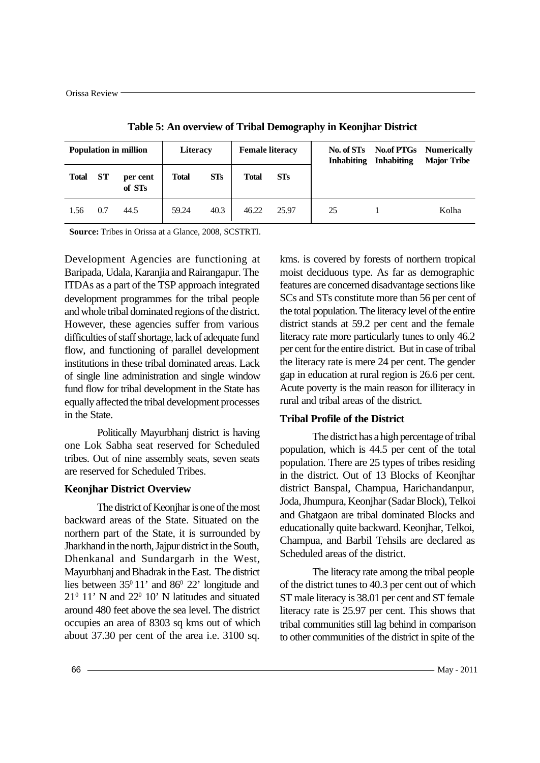**Table 5: An overview of Tribal Demography in Keonjhar District**

| Population in million | | | Literacy | | Female literacy | | No. of STs Inhabiting | No.of PTGs Inhabiting | Numerically Major Tribe |
|---|---|---|---|---|---|---|---|---|---|
| Total | ST | per cent of STs | Total | STs | Total | STs | | | |
| 1.56 | 0.7 | 44.5 | 59.24 | 40.3 | 46.22 | 25.97 | 25 | 1 | Kolha |

**Source:** Tribes in Orissa at a Glance, 2008, SCSTRTI.

Development Agencies are functioning at Baripada, Udala, Karanjia and Rairangapur. The ITDAs as a part of the TSP approach integrated development programmes for the tribal people and whole tribal dominated regions of the district. However, these agencies suffer from various difficulties of staff shortage, lack of adequate fund flow, and functioning of parallel development institutions in these tribal dominated areas. Lack of single line administration and single window fund flow for tribal development in the State has equally affected the tribal development processes in the State.

Politically Mayurbhanj district is having one Lok Sabha seat reserved for Scheduled tribes. Out of nine assembly seats, seven seats are reserved for Scheduled Tribes.

### Keonjhar District Overview

The district of Keonjhar is one of the most backward areas of the State. Situated on the northern part of the State, it is surrounded by Jharkhand in the north, Jajpur district in the South, Dhenkanal and Sundargarh in the West, Mayurbhanj and Bhadrak in the East. The district lies between $35^{0}$ 11' and $86^{0}$ 22' longitude and $21^{0}$ 11' N and $22^{0}$ 10' N latitudes and situated around 480 feet above the sea level. The district occupies an area of 8303 sq kms out of which about 37.30 per cent of the area i.e. 3100 sq. kms. is covered by forests of northern tropical moist deciduous type. As far as demographic features are concerned disadvantage sections like SCs and STs constitute more than 56 per cent of the total population. The literacy level of the entire district stands at 59.2 per cent and the female literacy rate more particularly tunes to only 46.2 per cent for the entire district. But in case of tribal the literacy rate is mere 24 per cent. The gender gap in education at rural region is 26.6 per cent. Acute poverty is the main reason for illiteracy in rural and tribal areas of the district.

### Tribal Profile of the District

The district has a high percentage of tribal population, which is 44.5 per cent of the total population. There are 25 types of tribes residing in the district. Out of 13 Blocks of Keonjhar district Banspal, Champua, Harichandanpur, Joda, Jhumpura, Keonjhar (Sadar Block), Telkoi and Ghatgaon are tribal dominated Blocks and educationally quite backward. Keonjhar, Telkoi, Champua, and Barbil Tehsils are declared as Scheduled areas of the district.

The literacy rate among the tribal people of the district tunes to 40.3 per cent out of which ST male literacy is 38.01 per cent and ST female literacy rate is 25.97 per cent. This shows that tribal communities still lag behind in comparison to other communities of the district in spite of the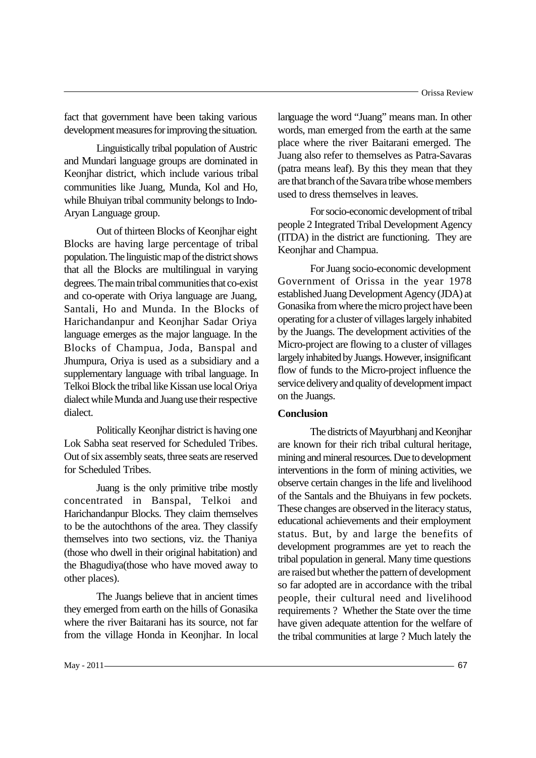fact that government have been taking various development measures for improving the situation.

Linguistically tribal population of Austric and Mundari language groups are dominated in Keonjhar district, which include various tribal communities like Juang, Munda, Kol and Ho, while Bhuiyan tribal community belongs to Indo-Aryan Language group.

Out of thirteen Blocks of Keonjhar eight Blocks are having large percentage of tribal population. The linguistic map of the district shows that all the Blocks are multilingual in varying degrees. The main tribal communities that co-exist and co-operate with Oriya language are Juang, Santali, Ho and Munda. In the Blocks of Harichandanpur and Keonjhar Sadar Oriya language emerges as the major language. In the Blocks of Champua, Joda, Banspal and Jhumpura, Oriya is used as a subsidiary and a supplementary language with tribal language. In Telkoi Block the tribal like Kissan use local Oriya dialect while Munda and Juang use their respective dialect.

Politically Keonjhar district is having one Lok Sabha seat reserved for Scheduled Tribes. Out of six assembly seats, three seats are reserved for Scheduled Tribes.

Juang is the only primitive tribe mostly concentrated in Banspal, Telkoi and Harichandanpur Blocks. They claim themselves to be the autochthons of the area. They classify themselves into two sections, viz. the Thaniya (those who dwell in their original habitation) and the Bhagudiya(those who have moved away to other places).

The Juangs believe that in ancient times they emerged from earth on the hills of Gonasika where the river Baitarani has its source, not far from the village Honda in Keonjhar. In local language the word "Juang" means man. In other words, man emerged from the earth at the same place where the river Baitarani emerged. The Juang also refer to themselves as Patra-Savaras (patra means leaf). By this they mean that they are that branch of the Savara tribe whose members used to dress themselves in leaves.

For socio-economic development of tribal people 2 Integrated Tribal Development Agency (ITDA) in the district are functioning. They are Keonjhar and Champua.

For Juang socio-economic development Government of Orissa in the year 1978 established Juang Development Agency (JDA) at Gonasika from where the micro project have been operating for a cluster of villages largely inhabited by the Juangs. The development activities of the Micro-project are flowing to a cluster of villages largely inhabited by Juangs. However, insignificant flow of funds to the Micro-project influence the service delivery and quality of development impact on the Juangs.

**Conclusion**

The districts of Mayurbhanj and Keonjhar are known for their rich tribal cultural heritage, mining and mineral resources. Due to development interventions in the form of mining activities, we observe certain changes in the life and livelihood of the Santals and the Bhuiyans in few pockets. These changes are observed in the literacy status, educational achievements and their employment status. But, by and large the benefits of development programmes are yet to reach the tribal population in general. Many time questions are raised but whether the pattern of development so far adopted are in accordance with the tribal people, their cultural need and livelihood requirements ? Whether the State over the time have given adequate attention for the welfare of the tribal communities at large ? Much lately the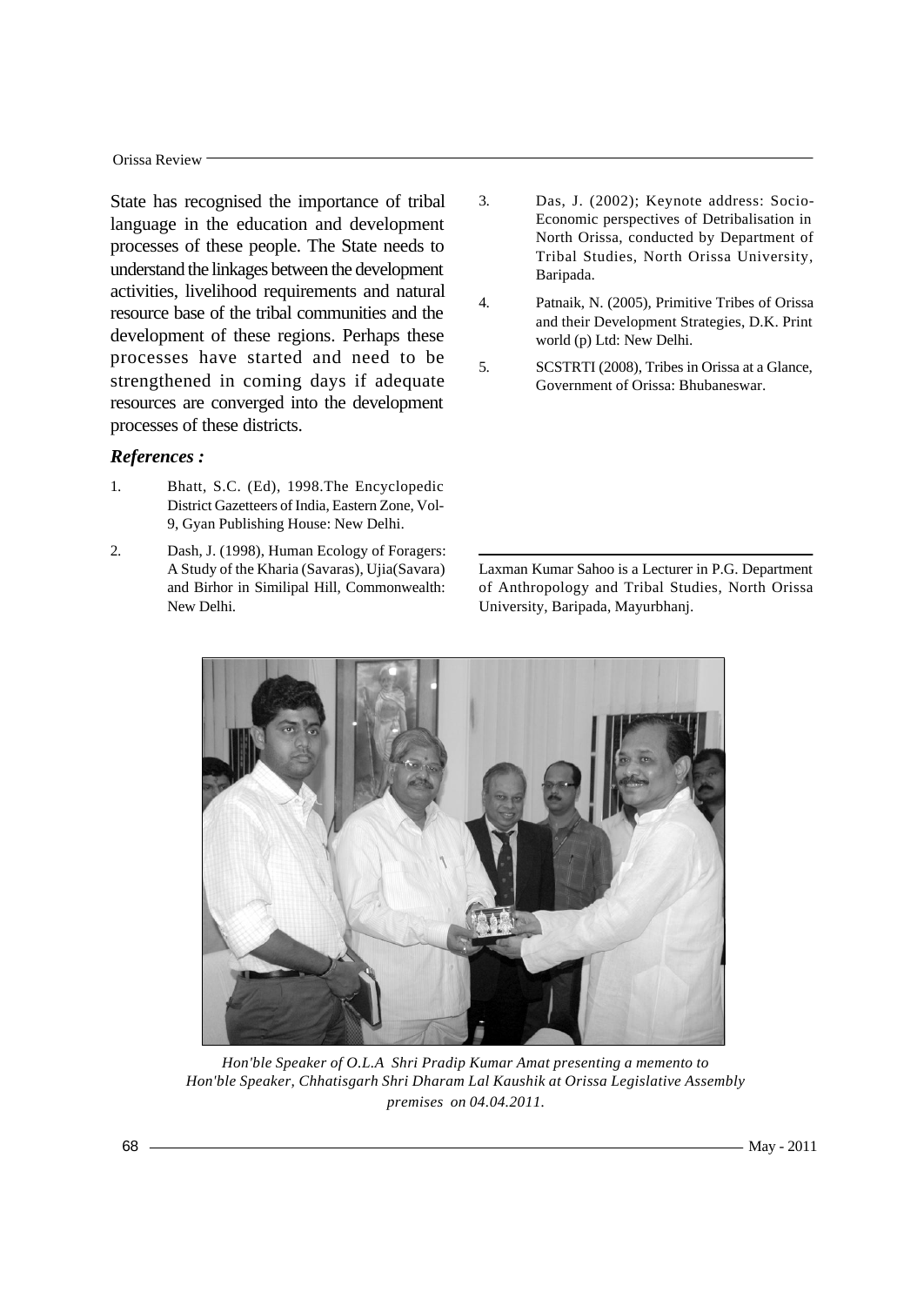State has recognised the importance of tribal language in the education and development processes of these people. The State needs to understand the linkages between the development activities, livelihood requirements and natural resource base of the tribal communities and the development of these regions. Perhaps these processes have started and need to be strengthened in coming days if adequate resources are converged into the development processes of these districts.

### *References :*

1. Bhatt, S.C. (Ed), 1998.The Encyclopedic District Gazetteers of India, Eastern Zone, Vol-9, Gyan Publishing House: New Delhi.
2. Dash, J. (1998), Human Ecology of Foragers: A Study of the Kharia (Savaras), Ujia(Savara) and Birhor in Similipal Hill, Commonwealth: New Delhi.
3. Das, J. (2002); Keynote address: Socio-Economic perspectives of Detribalisation in North Orissa, conducted by Department of Tribal Studies, North Orissa University, Baripada.
4. Patnaik, N. (2005), Primitive Tribes of Orissa and their Development Strategies, D.K. Print world (p) Ltd: New Delhi.
5. SCSTRTI (2008), Tribes in Orissa at a Glance, Government of Orissa: Bhubaneswar.

---

Laxman Kumar Sahoo is a Lecturer in P.G. Department of Anthropology and Tribal Studies, North Orissa University, Baripada, Mayurbhanj.

*Hon'ble Speaker of O.L.A Shri Pradip Kumar Amat presenting a memento to Hon'ble Speaker, Chhatisgarh Shri Dharam Lal Kaushik at Orissa Legislative Assembly premises on 04.04.2011.*